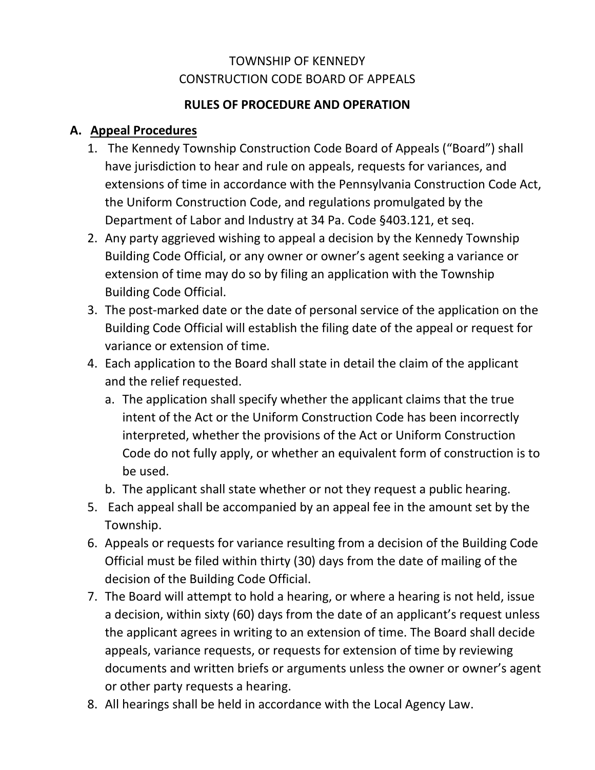TOWNSHIP OF KENNEDY
CONSTRUCTION CODE BOARD OF APPEALS

# RULES OF PROCEDURE AND OPERATION

## A. Appeal Procedures

1. The Kennedy Township Construction Code Board of Appeals ("Board") shall have jurisdiction to hear and rule on appeals, requests for variances, and extensions of time in accordance with the Pennsylvania Construction Code Act, the Uniform Construction Code, and regulations promulgated by the Department of Labor and Industry at 34 Pa. Code §403.121, et seq.
2. Any party aggrieved wishing to appeal a decision by the Kennedy Township Building Code Official, or any owner or owner's agent seeking a variance or extension of time may do so by filing an application with the Township Building Code Official.
3. The post-marked date or the date of personal service of the application on the Building Code Official will establish the filing date of the appeal or request for variance or extension of time.
4. Each application to the Board shall state in detail the claim of the applicant and the relief requested.
   a. The application shall specify whether the applicant claims that the true intent of the Act or the Uniform Construction Code has been incorrectly interpreted, whether the provisions of the Act or Uniform Construction Code do not fully apply, or whether an equivalent form of construction is to be used.
   b. The applicant shall state whether or not they request a public hearing.
5. Each appeal shall be accompanied by an appeal fee in the amount set by the Township.
6. Appeals or requests for variance resulting from a decision of the Building Code Official must be filed within thirty (30) days from the date of mailing of the decision of the Building Code Official.
7. The Board will attempt to hold a hearing, or where a hearing is not held, issue a decision, within sixty (60) days from the date of an applicant's request unless the applicant agrees in writing to an extension of time. The Board shall decide appeals, variance requests, or requests for extension of time by reviewing documents and written briefs or arguments unless the owner or owner's agent or other party requests a hearing.
8. All hearings shall be held in accordance with the Local Agency Law.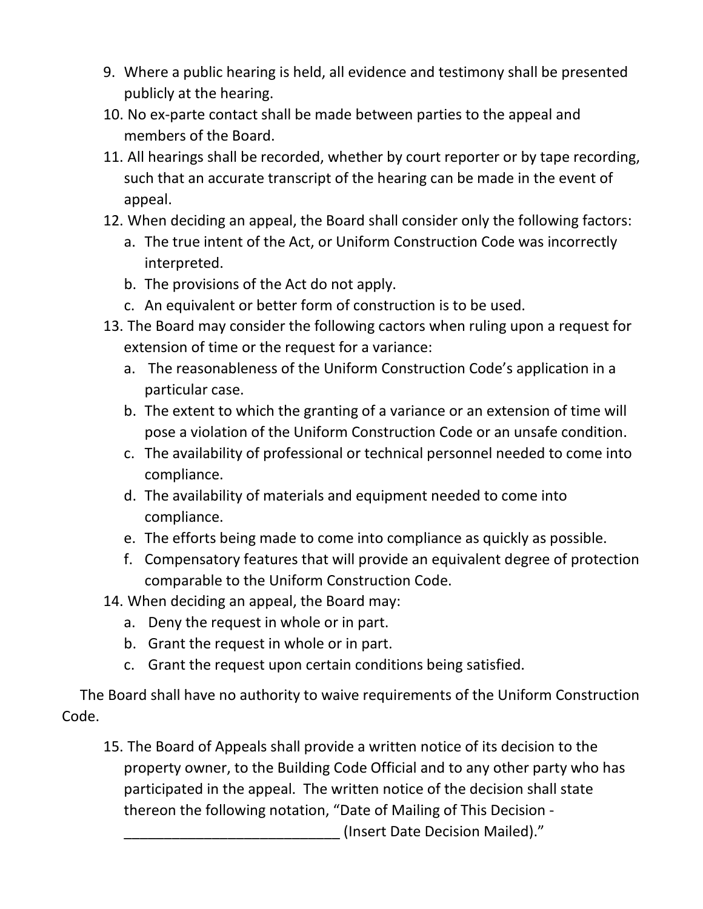9. Where a public hearing is held, all evidence and testimony shall be presented publicly at the hearing.
10. No ex-parte contact shall be made between parties to the appeal and members of the Board.
11. All hearings shall be recorded, whether by court reporter or by tape recording, such that an accurate transcript of the hearing can be made in the event of appeal.
12. When deciding an appeal, the Board shall consider only the following factors:
    a. The true intent of the Act, or Uniform Construction Code was incorrectly interpreted.
    b. The provisions of the Act do not apply.
    c. An equivalent or better form of construction is to be used.
13. The Board may consider the following cactors when ruling upon a request for extension of time or the request for a variance:
    a. The reasonableness of the Uniform Construction Code's application in a particular case.
    b. The extent to which the granting of a variance or an extension of time will pose a violation of the Uniform Construction Code or an unsafe condition.
    c. The availability of professional or technical personnel needed to come into compliance.
    d. The availability of materials and equipment needed to come into compliance.
    e. The efforts being made to come into compliance as quickly as possible.
    f. Compensatory features that will provide an equivalent degree of protection comparable to the Uniform Construction Code.
14. When deciding an appeal, the Board may:
    a. Deny the request in whole or in part.
    b. Grant the request in whole or in part.
    c. Grant the request upon certain conditions being satisfied.

The Board shall have no authority to waive requirements of the Uniform Construction Code.

15. The Board of Appeals shall provide a written notice of its decision to the property owner, to the Building Code Official and to any other party who has participated in the appeal. The written notice of the decision shall state thereon the following notation, "Date of Mailing of This Decision - ___________________________ (Insert Date Decision Mailed)."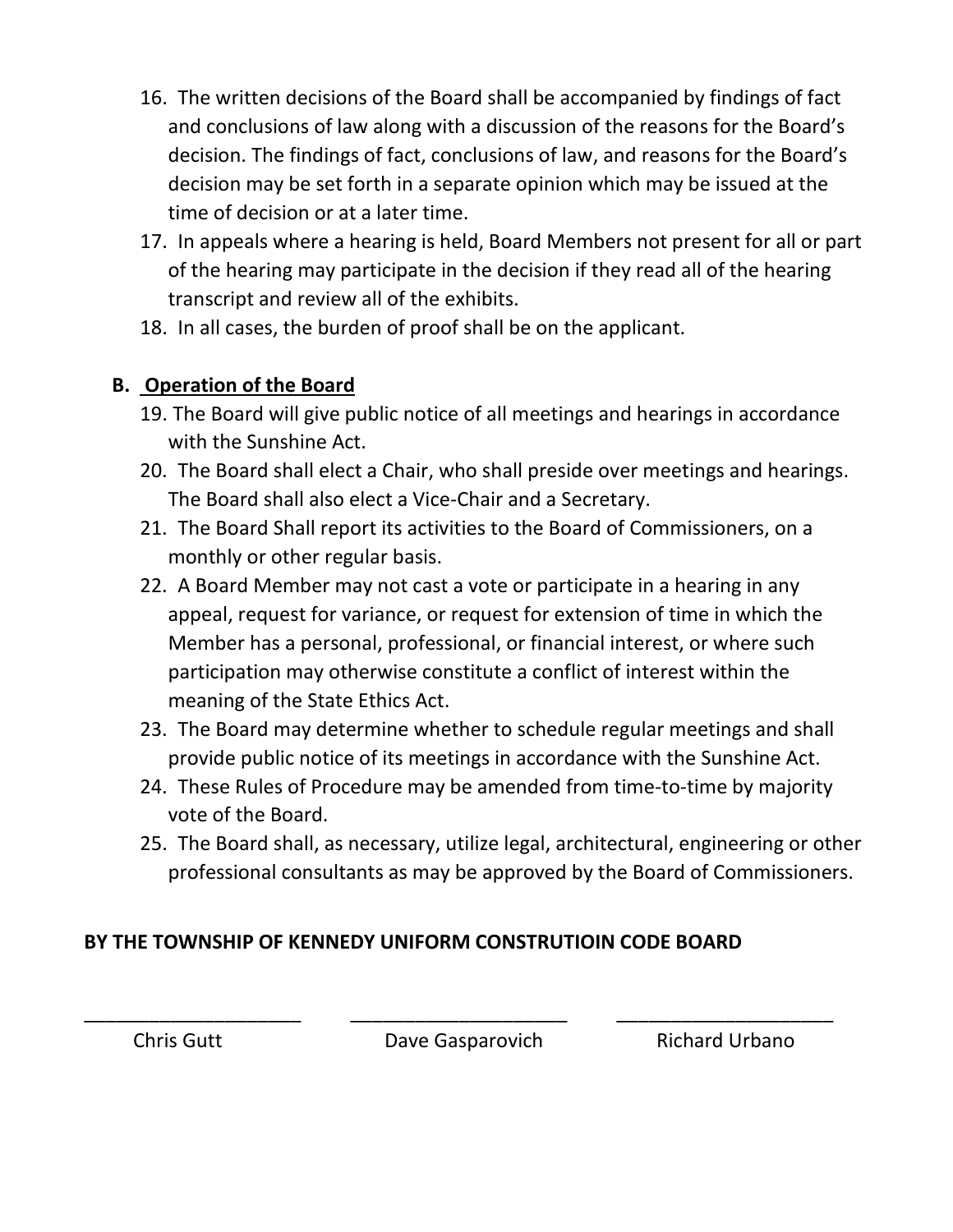16. The written decisions of the Board shall be accompanied by findings of fact and conclusions of law along with a discussion of the reasons for the Board's decision. The findings of fact, conclusions of law, and reasons for the Board's decision may be set forth in a separate opinion which may be issued at the time of decision or at a later time.
17. In appeals where a hearing is held, Board Members not present for all or part of the hearing may participate in the decision if they read all of the hearing transcript and review all of the exhibits.
18. In all cases, the burden of proof shall be on the applicant.

**B. <u>Operation of the Board</u>**

19. The Board will give public notice of all meetings and hearings in accordance with the Sunshine Act.
20. The Board shall elect a Chair, who shall preside over meetings and hearings. The Board shall also elect a Vice-Chair and a Secretary.
21. The Board Shall report its activities to the Board of Commissioners, on a monthly or other regular basis.
22. A Board Member may not cast a vote or participate in a hearing in any appeal, request for variance, or request for extension of time in which the Member has a personal, professional, or financial interest, or where such participation may otherwise constitute a conflict of interest within the meaning of the State Ethics Act.
23. The Board may determine whether to schedule regular meetings and shall provide public notice of its meetings in accordance with the Sunshine Act.
24. These Rules of Procedure may be amended from time-to-time by majority vote of the Board.
25. The Board shall, as necessary, utilize legal, architectural, engineering or other professional consultants as may be approved by the Board of Commissioners.

**BY THE TOWNSHIP OF KENNEDY UNIFORM CONSTRUTIOIN CODE BOARD**

| ____________________ | ____________________ | ____________________ |
|---|---|---|
| Chris Gutt | Dave Gasparovich | Richard Urbano |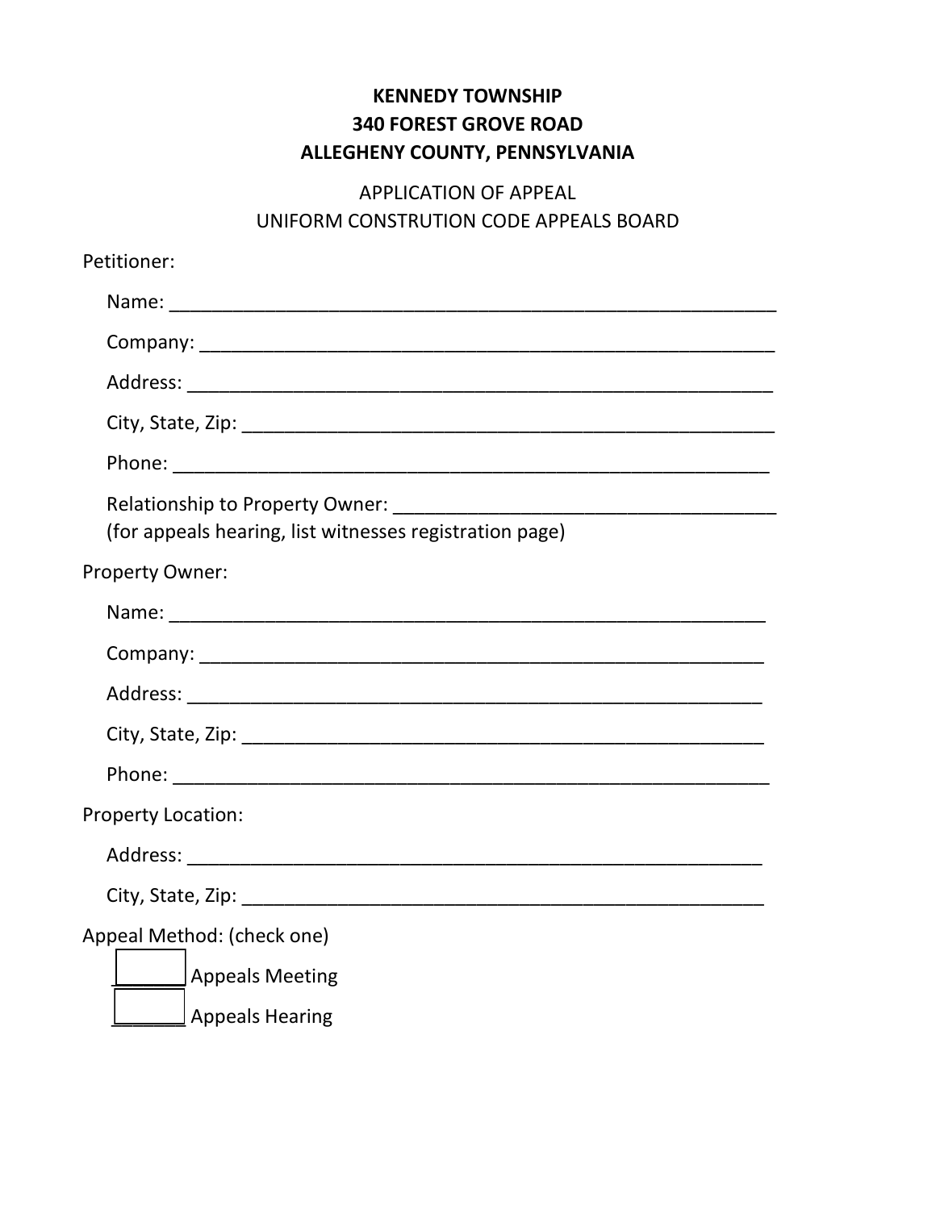**KENNEDY TOWNSHIP**
**340 FOREST GROVE ROAD**
**ALLEGHENY COUNTY, PENNSYLVANIA**

APPLICATION OF APPEAL
UNIFORM CONSTRUTION CODE APPEALS BOARD

Petitioner:

Name: ____________________________________________________________

Company: __________________________________________________________

Address: ___________________________________________________________

City, State, Zip: _____________________________________________________

Phone: ____________________________________________________________

Relationship to Property Owner: _______________________________________
(for appeals hearing, list witnesses registration page)

Property Owner:

Name: ____________________________________________________________

Company: __________________________________________________________

Address: ___________________________________________________________

City, State, Zip: _____________________________________________________

Phone: ____________________________________________________________

Property Location:

Address: ___________________________________________________________

City, State, Zip: _____________________________________________________

Appeal Method: (check one)

☐ Appeals Meeting

☐ Appeals Hearing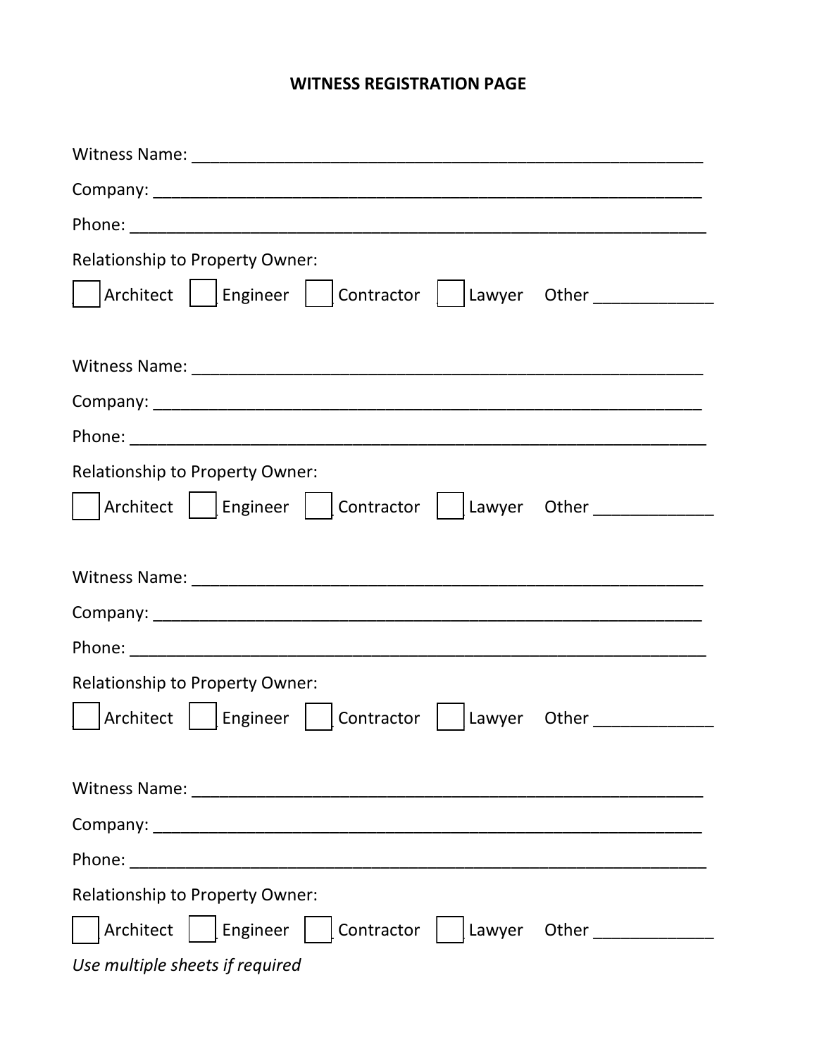# WITNESS REGISTRATION PAGE

Witness Name: ___________________________________________________________

Company: _______________________________________________________________

Phone: _________________________________________________________________

Relationship to Property Owner:

☐ Architect ☐ Engineer ☐ Contractor ☐ Lawyer Other _____________

Witness Name: ___________________________________________________________

Company: _______________________________________________________________

Phone: _________________________________________________________________

Relationship to Property Owner:

☐ Architect ☐ Engineer ☐ Contractor ☐ Lawyer Other _____________

Witness Name: ___________________________________________________________

Company: _______________________________________________________________

Phone: _________________________________________________________________

Relationship to Property Owner:

☐ Architect ☐ Engineer ☐ Contractor ☐ Lawyer Other _____________

Witness Name: ___________________________________________________________

Company: _______________________________________________________________

Phone: _________________________________________________________________

Relationship to Property Owner:

☐ Architect ☐ Engineer ☐ Contractor ☐ Lawyer Other _____________

*Use multiple sheets if required*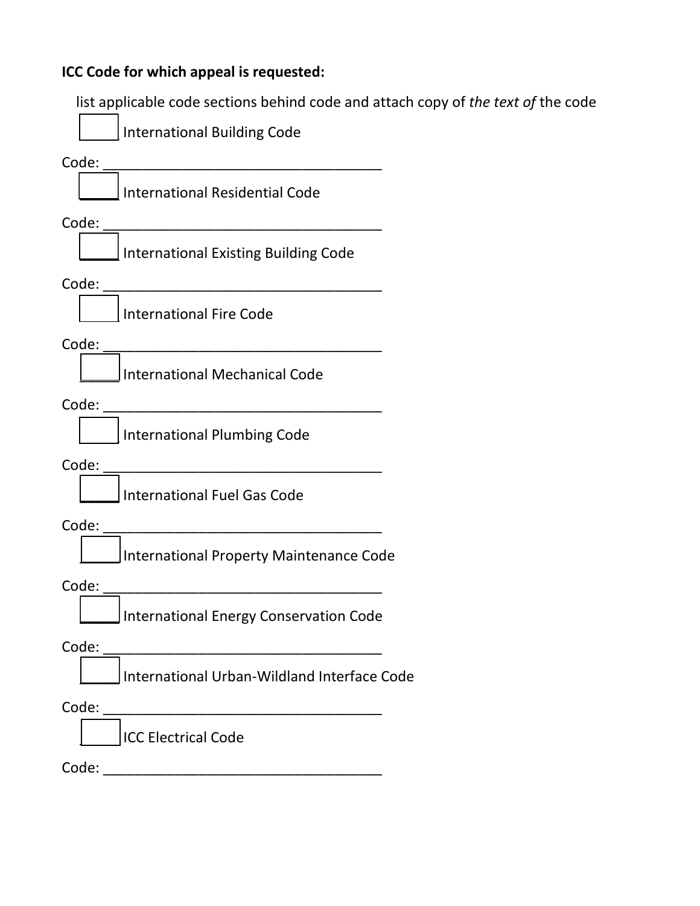**ICC Code for which appeal is requested:**

list applicable code sections behind code and attach copy of *the text of* the code

☐ International Building Code

Code: ____________________________________

☐ International Residential Code

Code: ____________________________________

☐ International Existing Building Code

Code: ____________________________________

☐ International Fire Code

Code: ____________________________________

☐ International Mechanical Code

Code: ____________________________________

☐ International Plumbing Code

Code: ____________________________________

☐ International Fuel Gas Code

Code: ____________________________________

☐ International Property Maintenance Code

Code: ____________________________________

☐ International Energy Conservation Code

Code: ____________________________________

☐ International Urban-Wildland Interface Code

Code: ____________________________________

☐ ICC Electrical Code

Code: ____________________________________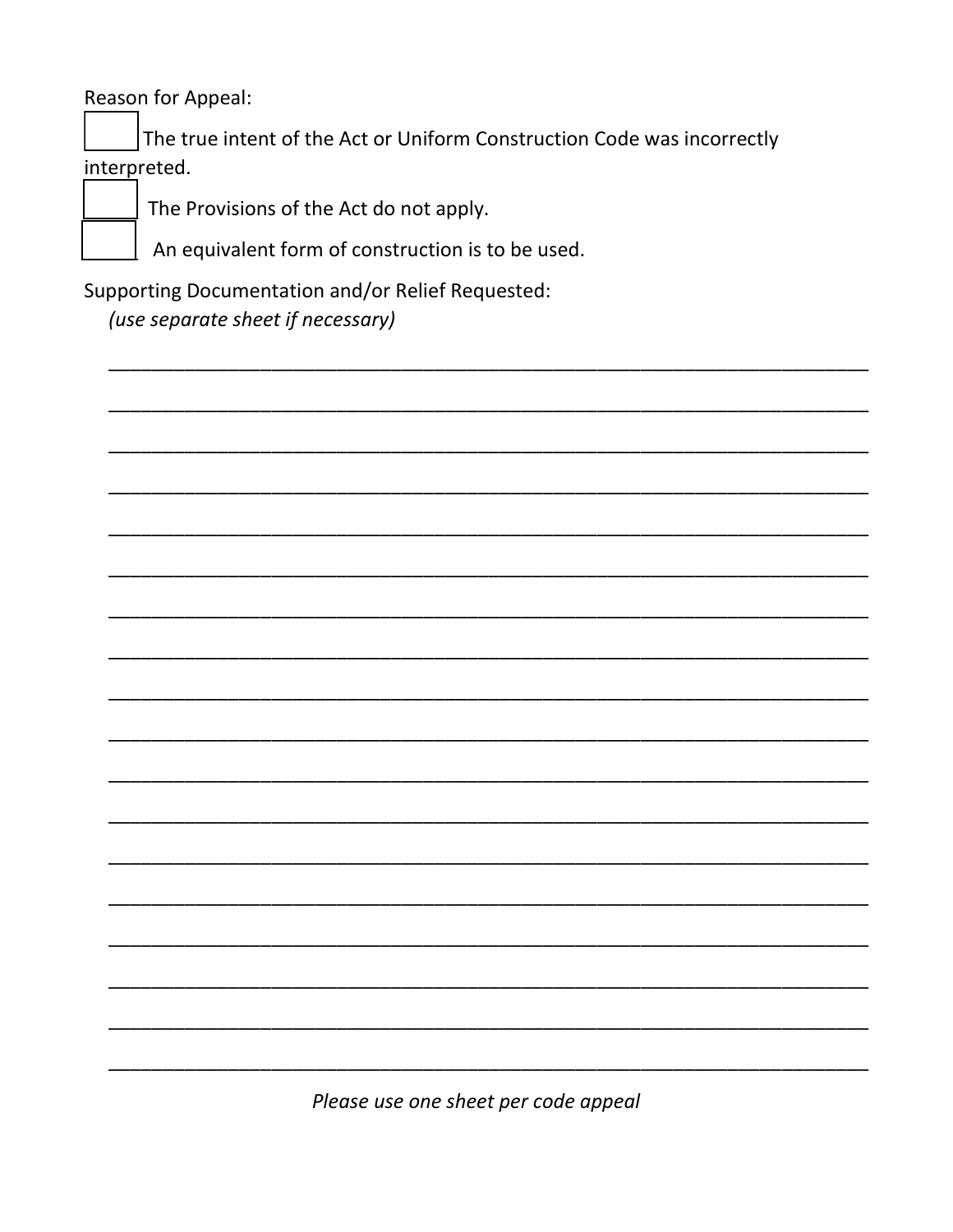Reason for Appeal:

☐ The true intent of the Act or Uniform Construction Code was incorrectly interpreted.

☐ The Provisions of the Act do not apply.

☐ An equivalent form of construction is to be used.

Supporting Documentation and/or Relief Requested:
*(use separate sheet if necessary)*

______________________________________________________________________

______________________________________________________________________

______________________________________________________________________

______________________________________________________________________

______________________________________________________________________

______________________________________________________________________

______________________________________________________________________

______________________________________________________________________

______________________________________________________________________

______________________________________________________________________

______________________________________________________________________

______________________________________________________________________

______________________________________________________________________

______________________________________________________________________

______________________________________________________________________

______________________________________________________________________

______________________________________________________________________

______________________________________________________________________

*Please use one sheet per code appeal*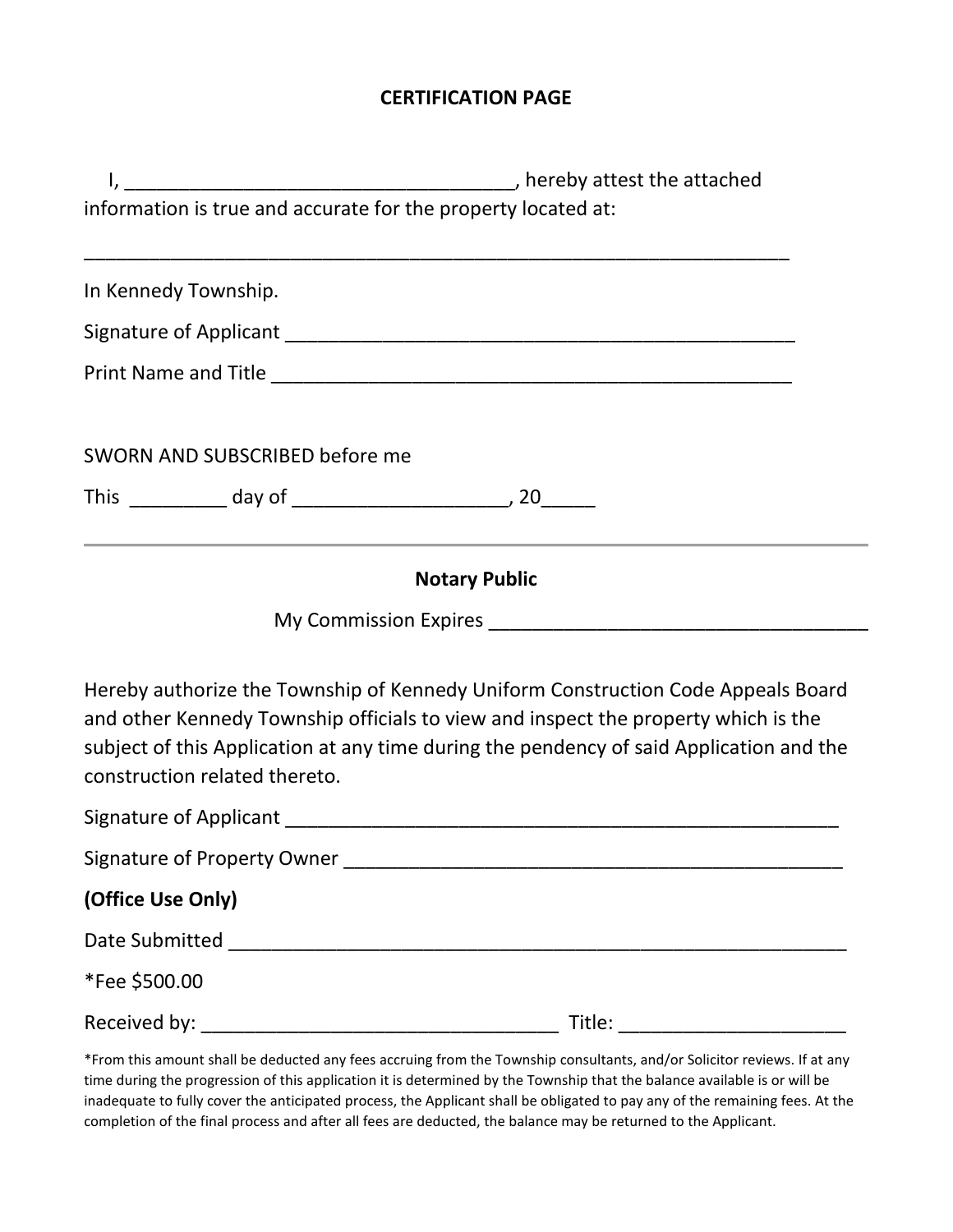## CERTIFICATION PAGE

I, ___________________________________, hereby attest the attached information is true and accurate for the property located at:

_________________________________________________________________

In Kennedy Township.

Signature of Applicant _______________________________________________

Print Name and Title ________________________________________________

SWORN AND SUBSCRIBED before me

This _________ day of ___________________, 20_____

---

**Notary Public**

My Commission Expires __________________________________

Hereby authorize the Township of Kennedy Uniform Construction Code Appeals Board and other Kennedy Township officials to view and inspect the property which is the subject of this Application at any time during the pendency of said Application and the construction related thereto.

Signature of Applicant ___________________________________________________

Signature of Property Owner _______________________________________________

**(Office Use Only)**

Date Submitted __________________________________________________________

*Fee $500.00

Received by: _________________________________ Title: _____________________

*From this amount shall be deducted any fees accruing from the Township consultants, and/or Solicitor reviews. If at any time during the progression of this application it is determined by the Township that the balance available is or will be inadequate to fully cover the anticipated process, the Applicant shall be obligated to pay any of the remaining fees. At the completion of the final process and after all fees are deducted, the balance may be returned to the Applicant.